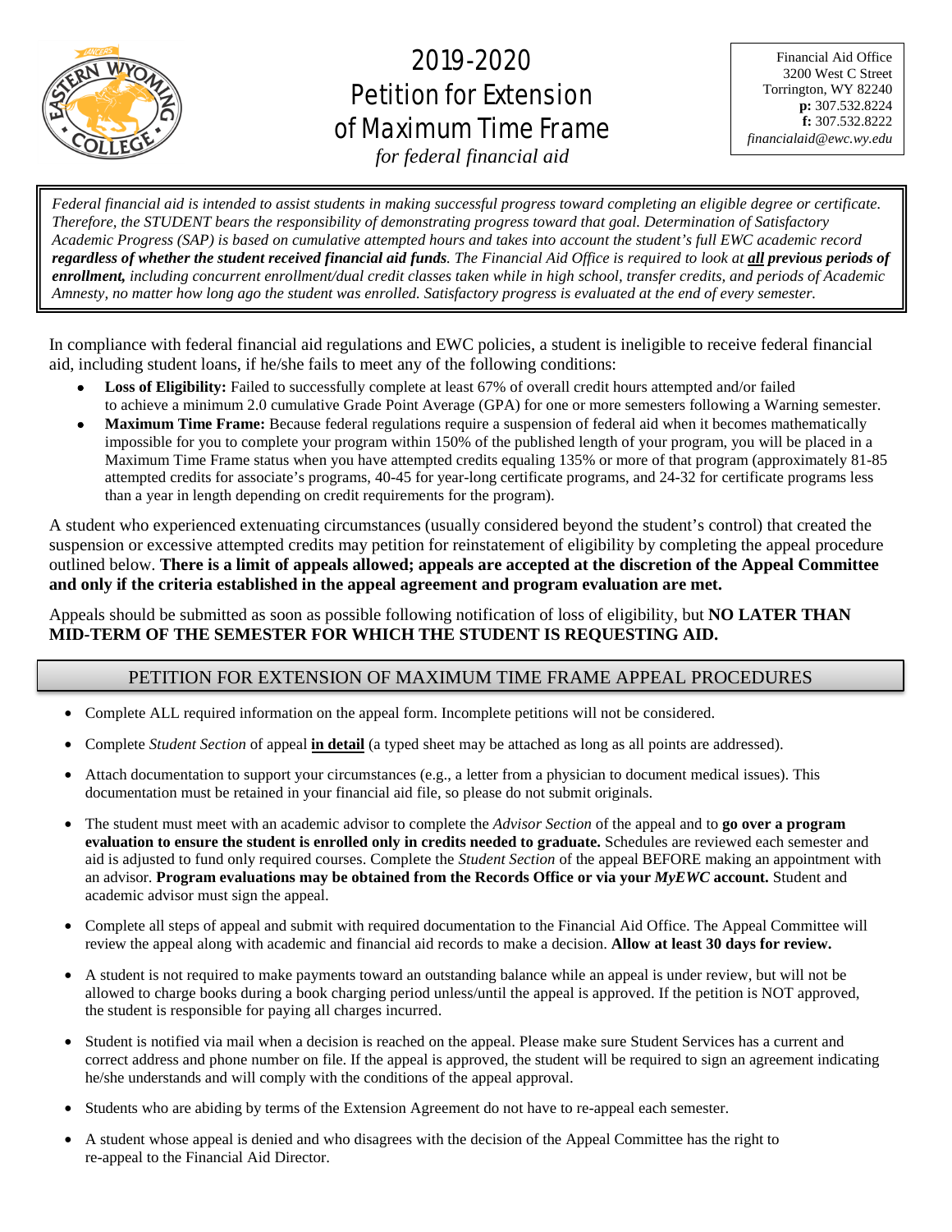# 2019-2020 Petition for Extension of Maximum Time Frame

*for federal financial aid*

Financial Aid Office
3200 West C Street
Torrington, WY 82240
**p:** 307.532.8224
**f:** 307.532.8222
*financialaid@ewc.wy.edu*

*Federal financial aid is intended to assist students in making successful progress toward completing an eligible degree or certificate. Therefore, the STUDENT bears the responsibility of demonstrating progress toward that goal. Determination of Satisfactory Academic Progress (SAP) is based on cumulative attempted hours and takes into account the student's full EWC academic record* ***regardless of whether the student received financial aid funds****. The Financial Aid Office is required to look at* ***all previous periods of enrollment,*** *including concurrent enrollment/dual credit classes taken while in high school, transfer credits, and periods of Academic Amnesty, no matter how long ago the student was enrolled. Satisfactory progress is evaluated at the end of every semester.*

In compliance with federal financial aid regulations and EWC policies, a student is ineligible to receive federal financial aid, including student loans, if he/she fails to meet any of the following conditions:

- **Loss of Eligibility:** Failed to successfully complete at least 67% of overall credit hours attempted and/or failed to achieve a minimum 2.0 cumulative Grade Point Average (GPA) for one or more semesters following a Warning semester.
- **Maximum Time Frame:** Because federal regulations require a suspension of federal aid when it becomes mathematically impossible for you to complete your program within 150% of the published length of your program, you will be placed in a Maximum Time Frame status when you have attempted credits equaling 135% or more of that program (approximately 81-85 attempted credits for associate's programs, 40-45 for year-long certificate programs, and 24-32 for certificate programs less than a year in length depending on credit requirements for the program).

A student who experienced extenuating circumstances (usually considered beyond the student's control) that created the suspension or excessive attempted credits may petition for reinstatement of eligibility by completing the appeal procedure outlined below. **There is a limit of appeals allowed; appeals are accepted at the discretion of the Appeal Committee and only if the criteria established in the appeal agreement and program evaluation are met.**

Appeals should be submitted as soon as possible following notification of loss of eligibility, but **NO LATER THAN MID-TERM OF THE SEMESTER FOR WHICH THE STUDENT IS REQUESTING AID.**

## PETITION FOR EXTENSION OF MAXIMUM TIME FRAME APPEAL PROCEDURES

- Complete ALL required information on the appeal form. Incomplete petitions will not be considered.
- Complete *Student Section* of appeal **in detail** (a typed sheet may be attached as long as all points are addressed).
- Attach documentation to support your circumstances (e.g., a letter from a physician to document medical issues). This documentation must be retained in your financial aid file, so please do not submit originals.
- The student must meet with an academic advisor to complete the *Advisor Section* of the appeal and to **go over a program evaluation to ensure the student is enrolled only in credits needed to graduate.** Schedules are reviewed each semester and aid is adjusted to fund only required courses. Complete the *Student Section* of the appeal BEFORE making an appointment with an advisor. **Program evaluations may be obtained from the Records Office or via your *MyEWC* account.** Student and academic advisor must sign the appeal.
- Complete all steps of appeal and submit with required documentation to the Financial Aid Office. The Appeal Committee will review the appeal along with academic and financial aid records to make a decision. **Allow at least 30 days for review.**
- A student is not required to make payments toward an outstanding balance while an appeal is under review, but will not be allowed to charge books during a book charging period unless/until the appeal is approved. If the petition is NOT approved, the student is responsible for paying all charges incurred.
- Student is notified via mail when a decision is reached on the appeal. Please make sure Student Services has a current and correct address and phone number on file. If the appeal is approved, the student will be required to sign an agreement indicating he/she understands and will comply with the conditions of the appeal approval.
- Students who are abiding by terms of the Extension Agreement do not have to re-appeal each semester.
- A student whose appeal is denied and who disagrees with the decision of the Appeal Committee has the right to re-appeal to the Financial Aid Director.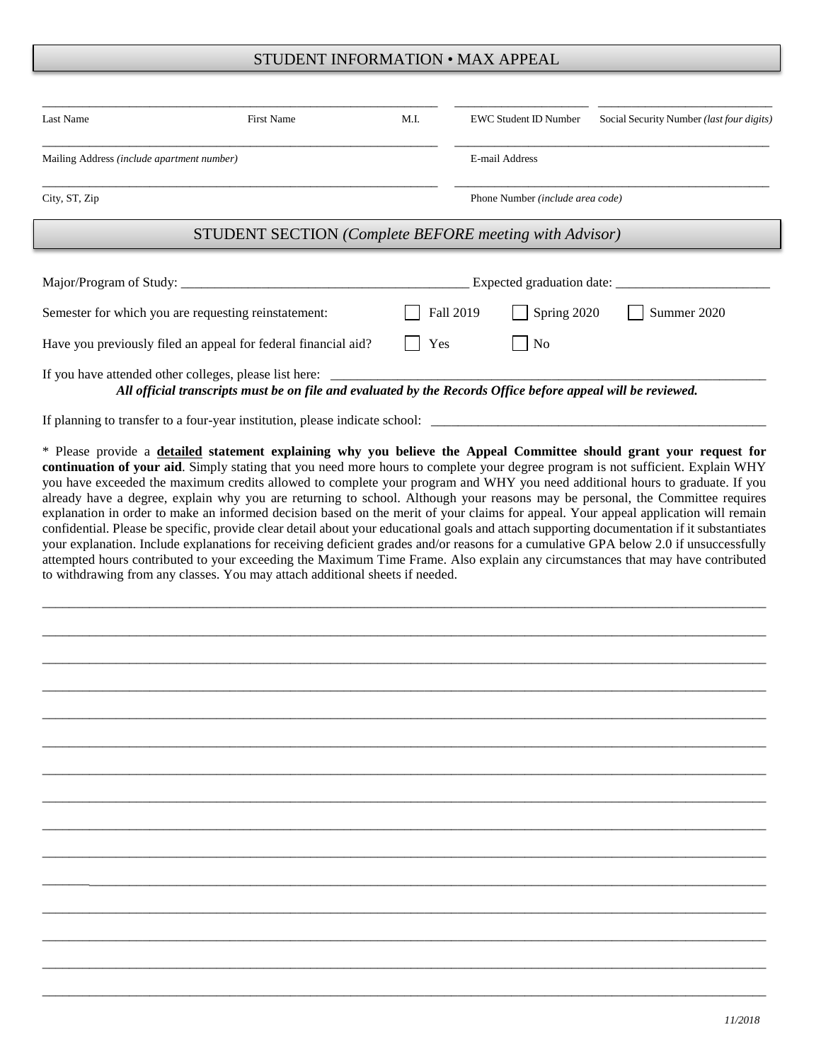## STUDENT INFORMATION • MAX APPEAL

| | | | | |
|---|---|---|---|---|
| Last Name | First Name | M.I. | EWC Student ID Number | Social Security Number *(last four digits)* |

Mailing Address *(include apartment number)* ______________________ E-mail Address ______________________

City, ST, Zip ______________________ Phone Number *(include area code)* ______________________

## STUDENT SECTION *(Complete BEFORE meeting with Advisor)*

Major/Program of Study: ______________________ Expected graduation date: ______________________

Semester for which you are requesting reinstatement: ☐ Fall 2019 ☐ Spring 2020 ☐ Summer 2020

Have you previously filed an appeal for federal financial aid? ☐ Yes ☐ No

If you have attended other colleges, please list here: ______________________

***All official transcripts must be on file and evaluated by the Records Office before appeal will be reviewed.***

If planning to transfer to a four-year institution, please indicate school: ______________________

* **Please provide a <u>detailed</u> statement explaining why you believe the Appeal Committee should grant your request for continuation of your aid**. Simply stating that you need more hours to complete your degree program is not sufficient. Explain WHY you have exceeded the maximum credits allowed to complete your program and WHY you need additional hours to graduate. If you already have a degree, explain why you are returning to school. Although your reasons may be personal, the Committee requires explanation in order to make an informed decision based on the merit of your claims for appeal. Your appeal application will remain confidential. Please be specific, provide clear detail about your educational goals and attach supporting documentation if it substantiates your explanation. Include explanations for receiving deficient grades and/or reasons for a cumulative GPA below 2.0 if unsuccessfully attempted hours contributed to your exceeding the Maximum Time Frame. Also explain any circumstances that may have contributed to withdrawing from any classes. You may attach additional sheets if needed.

______________________________________________________________________________

______________________________________________________________________________

______________________________________________________________________________

______________________________________________________________________________

______________________________________________________________________________

______________________________________________________________________________

______________________________________________________________________________

______________________________________________________________________________

______________________________________________________________________________

______________________________________________________________________________

______________________________________________________________________________

______________________________________________________________________________

______________________________________________________________________________

______________________________________________________________________________

______________________________________________________________________________

*11/2018*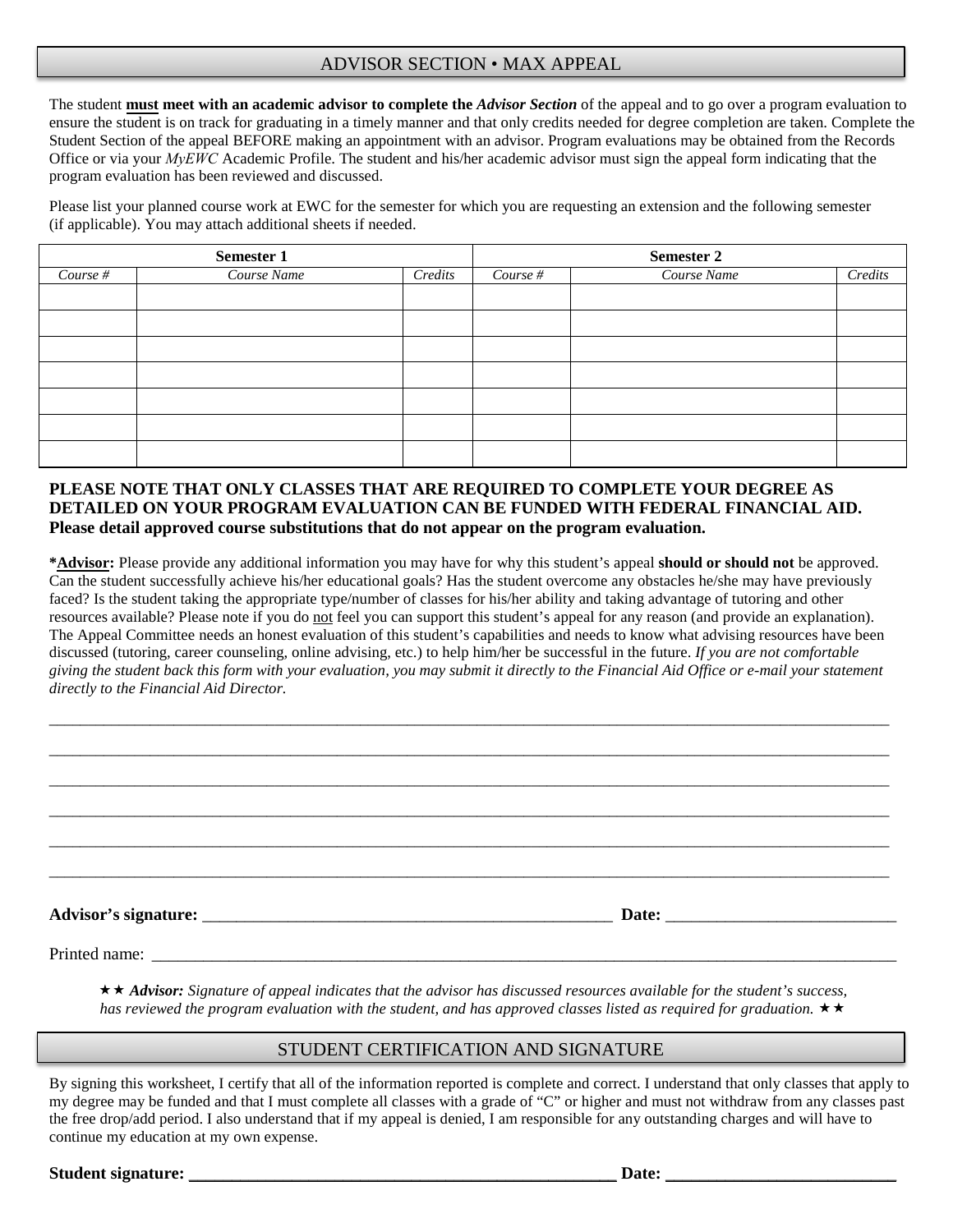## ADVISOR SECTION • MAX APPEAL

The student **<u>must</u> meet with an academic advisor to complete the *Advisor Section*** of the appeal and to go over a program evaluation to ensure the student is on track for graduating in a timely manner and that only credits needed for degree completion are taken. Complete the Student Section of the appeal BEFORE making an appointment with an advisor. Program evaluations may be obtained from the Records Office or via your *MyEWC* Academic Profile. The student and his/her academic advisor must sign the appeal form indicating that the program evaluation has been reviewed and discussed.

Please list your planned course work at EWC for the semester for which you are requesting an extension and the following semester (if applicable). You may attach additional sheets if needed.

| **Semester 1** | | | **Semester 2** | | |
|---|---|---|---|---|---|
| *Course #* | *Course Name* | *Credits* | *Course #* | *Course Name* | *Credits* |
| | | | | | |
| | | | | | |
| | | | | | |
| | | | | | |
| | | | | | |
| | | | | | |
| | | | | | |

**PLEASE NOTE THAT ONLY CLASSES THAT ARE REQUIRED TO COMPLETE YOUR DEGREE AS DETAILED ON YOUR PROGRAM EVALUATION CAN BE FUNDED WITH FEDERAL FINANCIAL AID. Please detail approved course substitutions that do not appear on the program evaluation.**

**\*<u>Advisor</u>:** Please provide any additional information you may have for why this student's appeal **should or should not** be approved. Can the student successfully achieve his/her educational goals? Has the student overcome any obstacles he/she may have previously faced? Is the student taking the appropriate type/number of classes for his/her ability and taking advantage of tutoring and other resources available? Please note if you do <u>not</u> feel you can support this student's appeal for any reason (and provide an explanation). The Appeal Committee needs an honest evaluation of this student's capabilities and needs to know what advising resources have been discussed (tutoring, career counseling, online advising, etc.) to help him/her be successful in the future. *If you are not comfortable giving the student back this form with your evaluation, you may submit it directly to the Financial Aid Office or e-mail your statement directly to the Financial Aid Director.*

\_\_\_\_\_\_\_\_\_\_\_\_\_\_\_\_\_\_\_\_\_\_\_\_\_\_\_\_\_\_\_\_\_\_\_\_\_\_\_\_\_\_\_\_\_\_\_\_\_\_\_\_\_\_\_\_\_\_\_\_\_\_\_\_\_\_\_\_\_\_\_\_\_\_\_\_\_\_\_\_\_\_\_\_\_\_\_\_

\_\_\_\_\_\_\_\_\_\_\_\_\_\_\_\_\_\_\_\_\_\_\_\_\_\_\_\_\_\_\_\_\_\_\_\_\_\_\_\_\_\_\_\_\_\_\_\_\_\_\_\_\_\_\_\_\_\_\_\_\_\_\_\_\_\_\_\_\_\_\_\_\_\_\_\_\_\_\_\_\_\_\_\_\_\_\_\_

\_\_\_\_\_\_\_\_\_\_\_\_\_\_\_\_\_\_\_\_\_\_\_\_\_\_\_\_\_\_\_\_\_\_\_\_\_\_\_\_\_\_\_\_\_\_\_\_\_\_\_\_\_\_\_\_\_\_\_\_\_\_\_\_\_\_\_\_\_\_\_\_\_\_\_\_\_\_\_\_\_\_\_\_\_\_\_\_

\_\_\_\_\_\_\_\_\_\_\_\_\_\_\_\_\_\_\_\_\_\_\_\_\_\_\_\_\_\_\_\_\_\_\_\_\_\_\_\_\_\_\_\_\_\_\_\_\_\_\_\_\_\_\_\_\_\_\_\_\_\_\_\_\_\_\_\_\_\_\_\_\_\_\_\_\_\_\_\_\_\_\_\_\_\_\_\_

\_\_\_\_\_\_\_\_\_\_\_\_\_\_\_\_\_\_\_\_\_\_\_\_\_\_\_\_\_\_\_\_\_\_\_\_\_\_\_\_\_\_\_\_\_\_\_\_\_\_\_\_\_\_\_\_\_\_\_\_\_\_\_\_\_\_\_\_\_\_\_\_\_\_\_\_\_\_\_\_\_\_\_\_\_\_\_\_

\_\_\_\_\_\_\_\_\_\_\_\_\_\_\_\_\_\_\_\_\_\_\_\_\_\_\_\_\_\_\_\_\_\_\_\_\_\_\_\_\_\_\_\_\_\_\_\_\_\_\_\_\_\_\_\_\_\_\_\_\_\_\_\_\_\_\_\_\_\_\_\_\_\_\_\_\_\_\_\_\_\_\_\_\_\_\_\_

**Advisor's signature:** \_\_\_\_\_\_\_\_\_\_\_\_\_\_\_\_\_\_\_\_\_\_\_\_\_\_\_\_\_\_\_\_\_\_\_\_\_\_\_\_\_\_\_\_\_\_ **Date:** \_\_\_\_\_\_\_\_\_\_\_\_\_\_\_\_\_\_\_\_\_\_\_\_\_\_

Printed name: \_\_\_\_\_\_\_\_\_\_\_\_\_\_\_\_\_\_\_\_\_\_\_\_\_\_\_\_\_\_\_\_\_\_\_\_\_\_\_\_\_\_\_\_\_\_\_\_\_\_\_\_\_\_\_\_\_\_\_\_\_\_\_\_\_\_\_\_\_\_\_\_\_\_\_\_

★★ ***Advisor:*** *Signature of appeal indicates that the advisor has discussed resources available for the student's success, has reviewed the program evaluation with the student, and has approved classes listed as required for graduation.* ★★

## STUDENT CERTIFICATION AND SIGNATURE

By signing this worksheet, I certify that all of the information reported is complete and correct. I understand that only classes that apply to my degree may be funded and that I must complete all classes with a grade of "C" or higher and must not withdraw from any classes past the free drop/add period. I also understand that if my appeal is denied, I am responsible for any outstanding charges and will have to continue my education at my own expense.

**Student signature: \_\_\_\_\_\_\_\_\_\_\_\_\_\_\_\_\_\_\_\_\_\_\_\_\_\_\_\_\_\_\_\_\_\_\_\_\_\_\_\_\_\_\_\_\_\_\_\_ Date: \_\_\_\_\_\_\_\_\_\_\_\_\_\_\_\_\_\_\_\_\_\_\_\_\_\_**